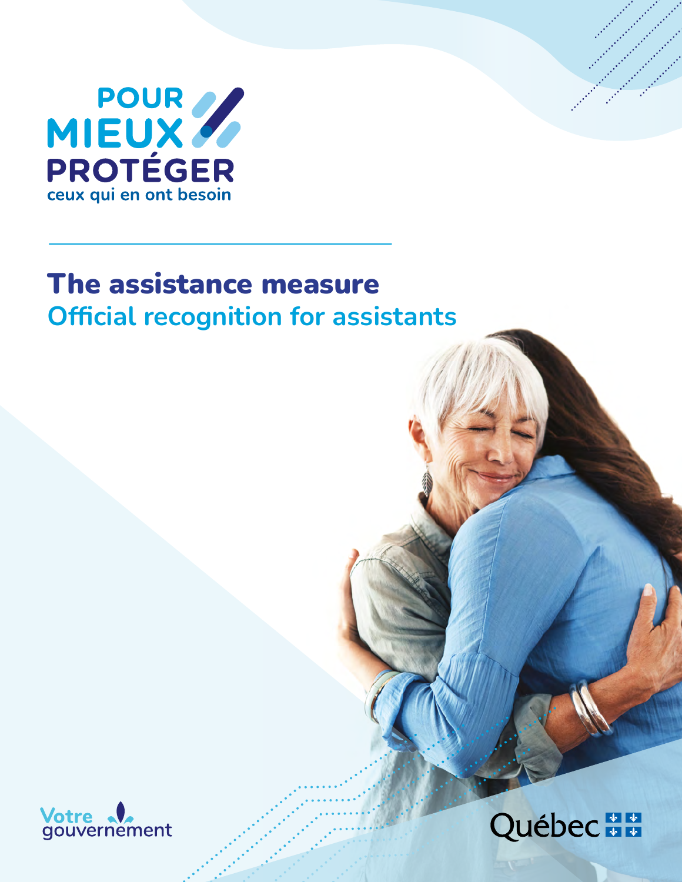POUR MIEUX PROTÉGER ceux qui en ont besoin

# The assistance measure

## Official recognition for assistants

Votre gouvernement

Québec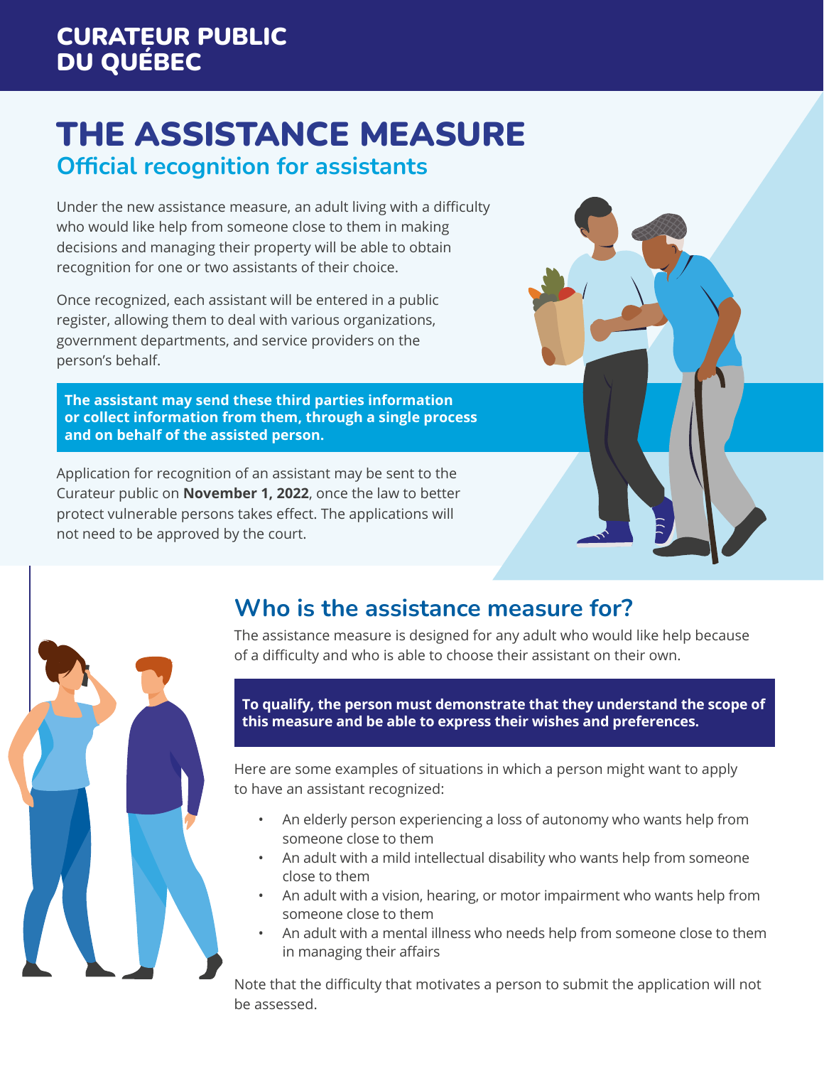# THE ASSISTANCE MEASURE

## Official recognition for assistants

Under the new assistance measure, an adult living with a difficulty who would like help from someone close to them in making decisions and managing their property will be able to obtain recognition for one or two assistants of their choice.

Once recognized, each assistant will be entered in a public register, allowing them to deal with various organizations, government departments, and service providers on the person's behalf.

**The assistant may send these third parties information or collect information from them, through a single process and on behalf of the assisted person.**

Application for recognition of an assistant may be sent to the Curateur public on **November 1, 2022**, once the law to better protect vulnerable persons takes effect. The applications will not need to be approved by the court.

## Who is the assistance measure for?

The assistance measure is designed for any adult who would like help because of a difficulty and who is able to choose their assistant on their own.

**To qualify, the person must demonstrate that they understand the scope of this measure and be able to express their wishes and preferences.**

Here are some examples of situations in which a person might want to apply to have an assistant recognized:

- An elderly person experiencing a loss of autonomy who wants help from someone close to them
- An adult with a mild intellectual disability who wants help from someone close to them
- An adult with a vision, hearing, or motor impairment who wants help from someone close to them
- An adult with a mental illness who needs help from someone close to them in managing their affairs

Note that the difficulty that motivates a person to submit the application will not be assessed.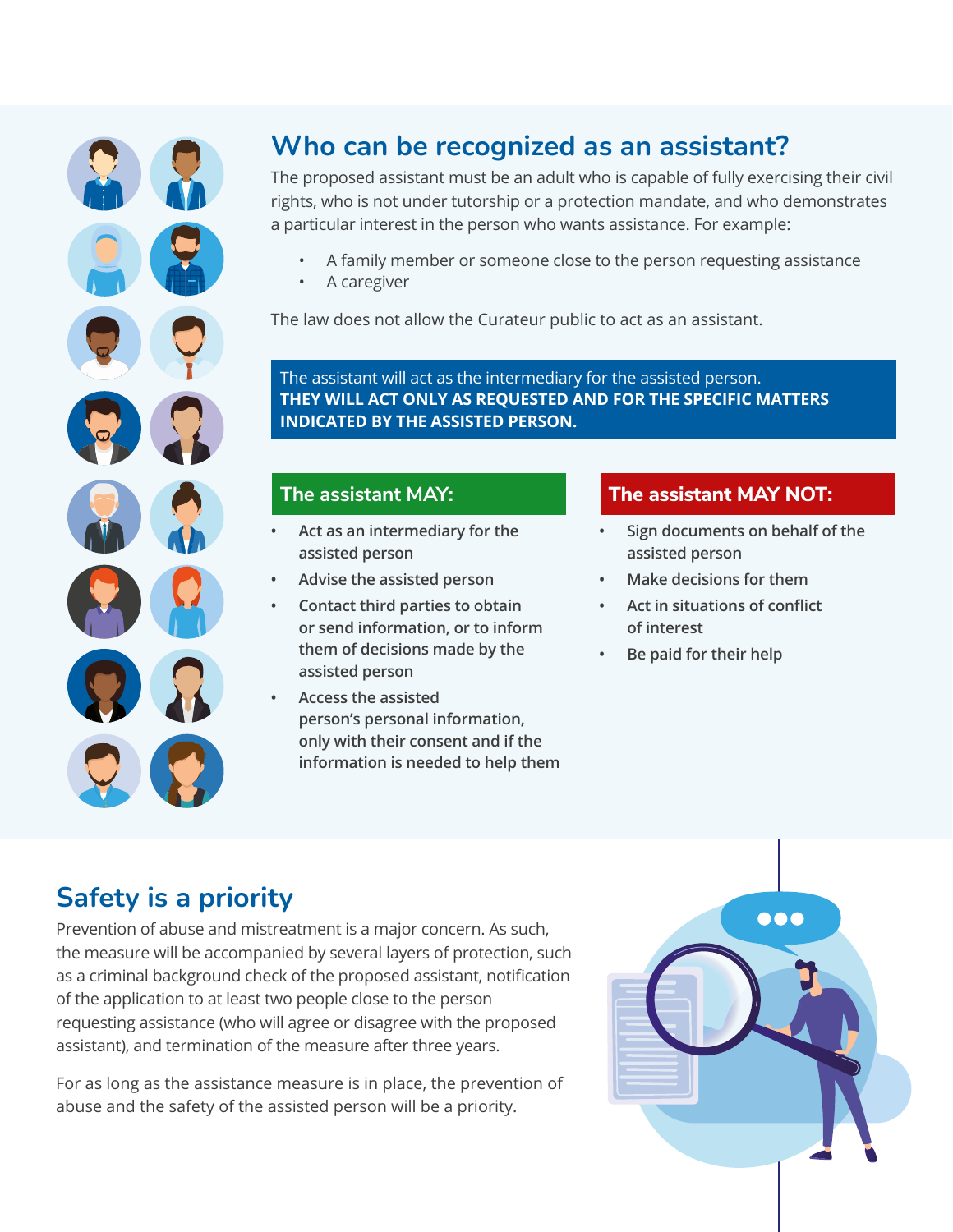## Who can be recognized as an assistant?

The proposed assistant must be an adult who is capable of fully exercising their civil rights, who is not under tutorship or a protection mandate, and who demonstrates a particular interest in the person who wants assistance. For example:

- A family member or someone close to the person requesting assistance
- A caregiver

The law does not allow the Curateur public to act as an assistant.

The assistant will act as the intermediary for the assisted person.
**THEY WILL ACT ONLY AS REQUESTED AND FOR THE SPECIFIC MATTERS INDICATED BY THE ASSISTED PERSON.**

### The assistant MAY:

- Act as an intermediary for the assisted person
- Advise the assisted person
- Contact third parties to obtain or send information, or to inform them of decisions made by the assisted person
- Access the assisted person's personal information, only with their consent and if the information is needed to help them

### The assistant MAY NOT:

- Sign documents on behalf of the assisted person
- Make decisions for them
- Act in situations of conflict of interest
- Be paid for their help

## Safety is a priority

Prevention of abuse and mistreatment is a major concern. As such, the measure will be accompanied by several layers of protection, such as a criminal background check of the proposed assistant, notification of the application to at least two people close to the person requesting assistance (who will agree or disagree with the proposed assistant), and termination of the measure after three years.

For as long as the assistance measure is in place, the prevention of abuse and the safety of the assisted person will be a priority.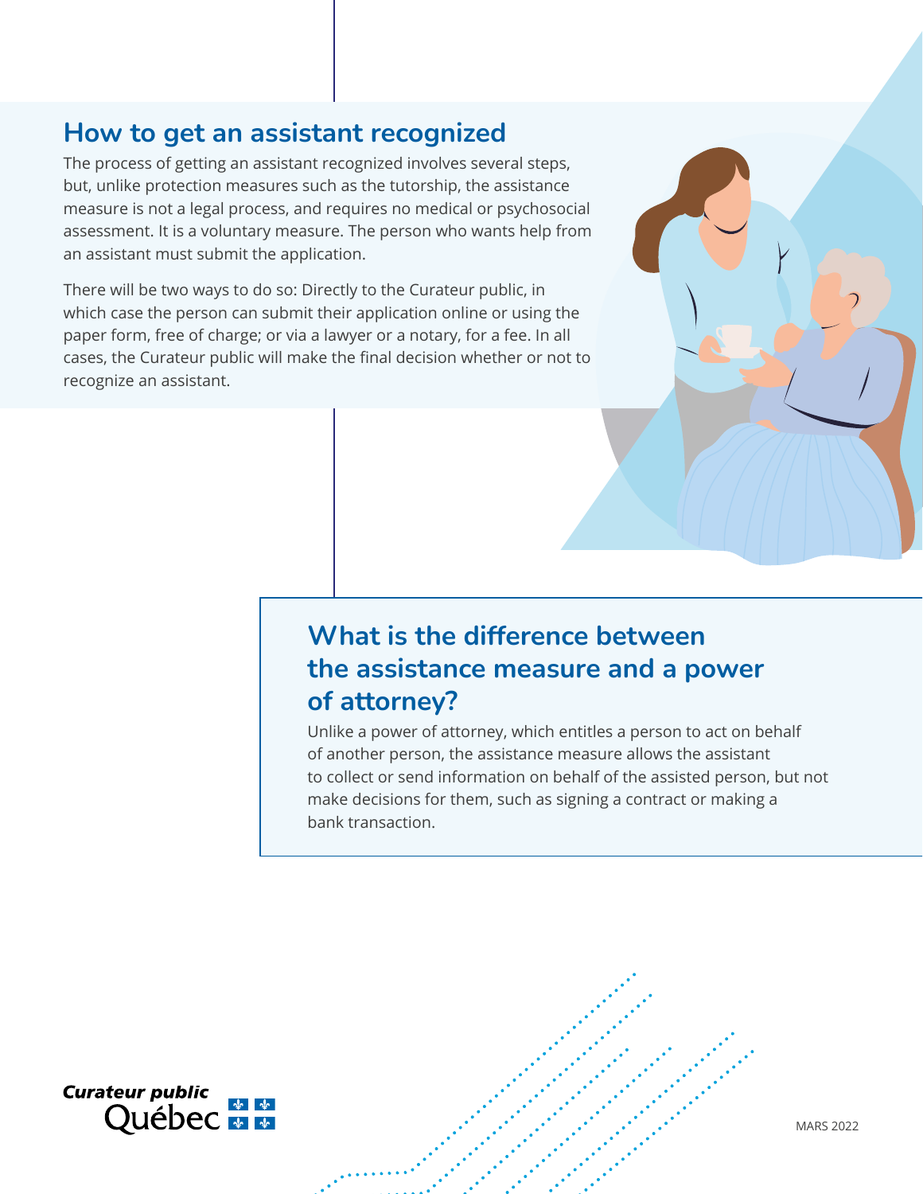## How to get an assistant recognized

The process of getting an assistant recognized involves several steps, but, unlike protection measures such as the tutorship, the assistance measure is not a legal process, and requires no medical or psychosocial assessment. It is a voluntary measure. The person who wants help from an assistant must submit the application.

There will be two ways to do so: Directly to the Curateur public, in which case the person can submit their application online or using the paper form, free of charge; or via a lawyer or a notary, for a fee. In all cases, the Curateur public will make the final decision whether or not to recognize an assistant.

## What is the difference between the assistance measure and a power of attorney?

Unlike a power of attorney, which entitles a person to act on behalf of another person, the assistance measure allows the assistant to collect or send information on behalf of the assisted person, but not make decisions for them, such as signing a contract or making a bank transaction.

Curateur public Québec

MARS 2022